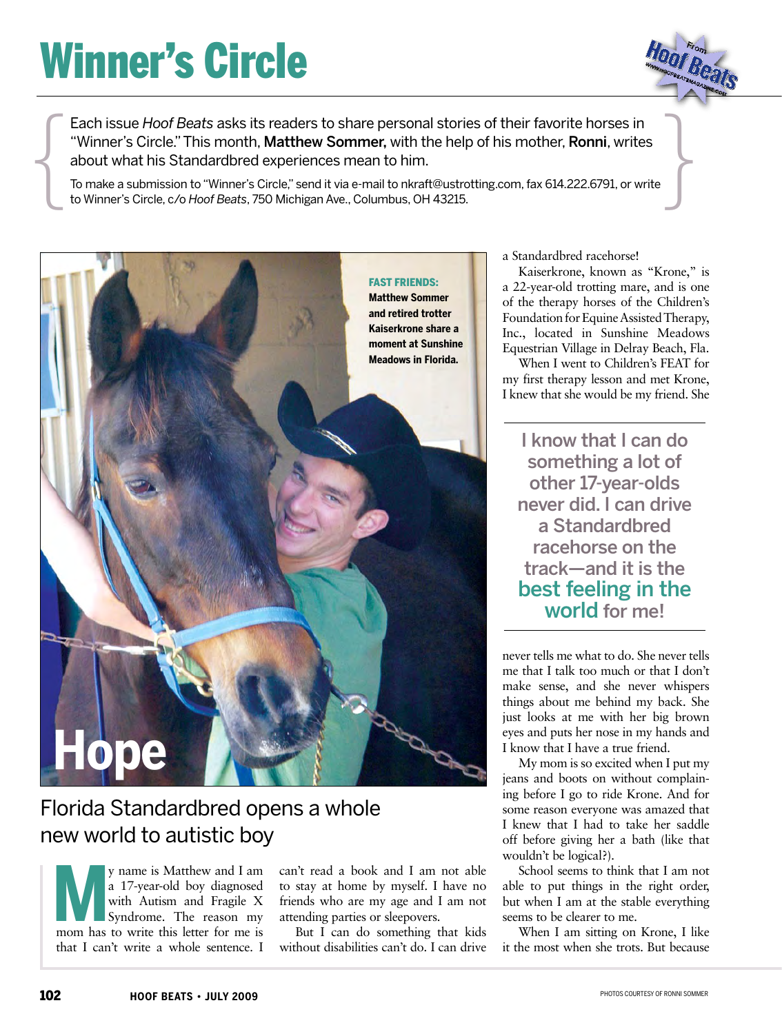# Winner's Circle

Each issue *Hoof Beats* asks its readers to share personal stories of their favorite horses in "Winner's Circle." This month, **Matthew Sommer,** with the help of his mother, **Ronni**, writes about what his Standardbred experiences mean to him.

To make a submission to "Winner's Circle," send it via e-mail to nkraft@ustrotting.com, fax 614.222.6791, or write to Winner's Circle, c/o *Hoof Beats*, 750 Michigan Ave., Columbus, OH 43215.

**FAST FRIENDS: Matthew Sommer and retired trotter Kaiserkrone share a moment at Sunshine Meadows in Florida.**

## Hope

### Florida Standardbred opens a whole new world to autistic boy

My name is Matthew and I am a 17-year-old boy diagnosed with Autism and Fragile X Syndrome. The reason my mom has to write this letter for me is that I can't write a whole sentence. I can't read a book and I am not able to stay at home by myself. I have no friends who are my age and I am not attending parties or sleepovers.

But I can do something that kids without disabilities can't do. I can drive a Standardbred racehorse!

Kaiserkrone, known as "Krone," is a 22-year-old trotting mare, and is one of the therapy horses of the Children's Foundation for Equine Assisted Therapy, Inc., located in Sunshine Meadows Equestrian Village in Delray Beach, Fla.

When I went to Children's FEAT for my first therapy lesson and met Krone, I knew that she would be my friend. She never tells me what to do. She never tells me that I talk too much or that I don't make sense, and she never whispers things about me behind my back. She just looks at me with her big brown eyes and puts her nose in my hands and I know that I have a true friend.

> I know that I can do something a lot of other 17-year-olds never did. I can drive a Standardbred racehorse on the track—and it is the best feeling in the world for me!

My mom is so excited when I put my jeans and boots on without complaining before I go to ride Krone. And for some reason everyone was amazed that I knew that I had to take her saddle off before giving her a bath (like that wouldn't be logical?).

School seems to think that I am not able to put things in the right order, but when I am at the stable everything seems to be clearer to me.

When I am sitting on Krone, I like it the most when she trots. But because

PHOTOS COURTESY OF RONNI SOMMER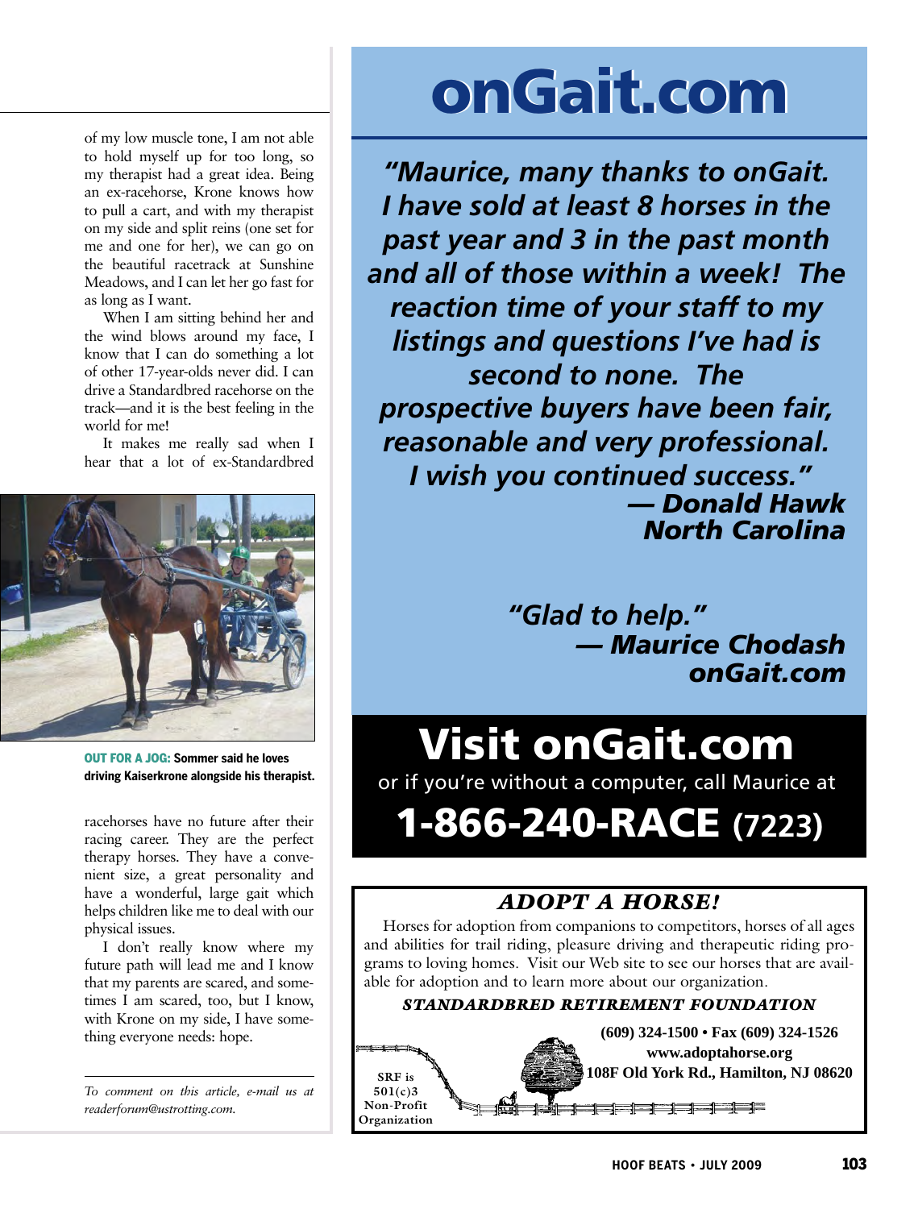of my low muscle tone, I am not able to hold myself up for too long, so my therapist had a great idea. Being an ex-racehorse, Krone knows how to pull a cart, and with my therapist on my side and split reins (one set for me and one for her), we can go on the beautiful racetrack at Sunshine Meadows, and I can let her go fast for as long as I want.

When I am sitting behind her and the wind blows around my face, I know that I can do something a lot of other 17-year-olds never did. I can drive a Standardbred racehorse on the track—and it is the best feeling in the world for me!

It makes me really sad when I hear that a lot of ex-Standardbred racehorses have no future after their racing career. They are the perfect therapy horses. They have a convenient size, a great personality and have a wonderful, large gait which helps children like me to deal with our physical issues.

I don't really know where my future path will lead me and I know that my parents are scared, and sometimes I am scared, too, but I know, with Krone on my side, I have something everyone needs: hope.

**OUT FOR A JOG:** **Sommer said he loves driving Kaiserkrone alongside his therapist.**

*To comment on this article, e-mail us at readerforum@ustrotting.com.*

# onGait.com

***"Maurice, many thanks to onGait. I have sold at least 8 horses in the past year and 3 in the past month and all of those within a week! The reaction time of your staff to my listings and questions I've had is second to none. The prospective buyers have been fair, reasonable and very professional. I wish you continued success."***

***— Donald Hawk***
***North Carolina***

***"Glad to help."***

***— Maurice Chodash***
***onGait.com***

## Visit onGait.com

or if you're without a computer, call Maurice at

## 1-866-240-RACE (7223)

### *ADOPT A HORSE!*

Horses for adoption from companions to competitors, horses of all ages and abilities for trail riding, pleasure driving and therapeutic riding programs to loving homes. Visit our Web site to see our horses that are available for adoption and to learn more about our organization.

***STANDARDBRED RETIREMENT FOUNDATION***

**(609) 324-1500 • Fax (609) 324-1526**
**www.adoptahorse.org**
**108F Old York Rd., Hamilton, NJ 08620**

**SRF is 501(c)3 Non-Profit Organization**